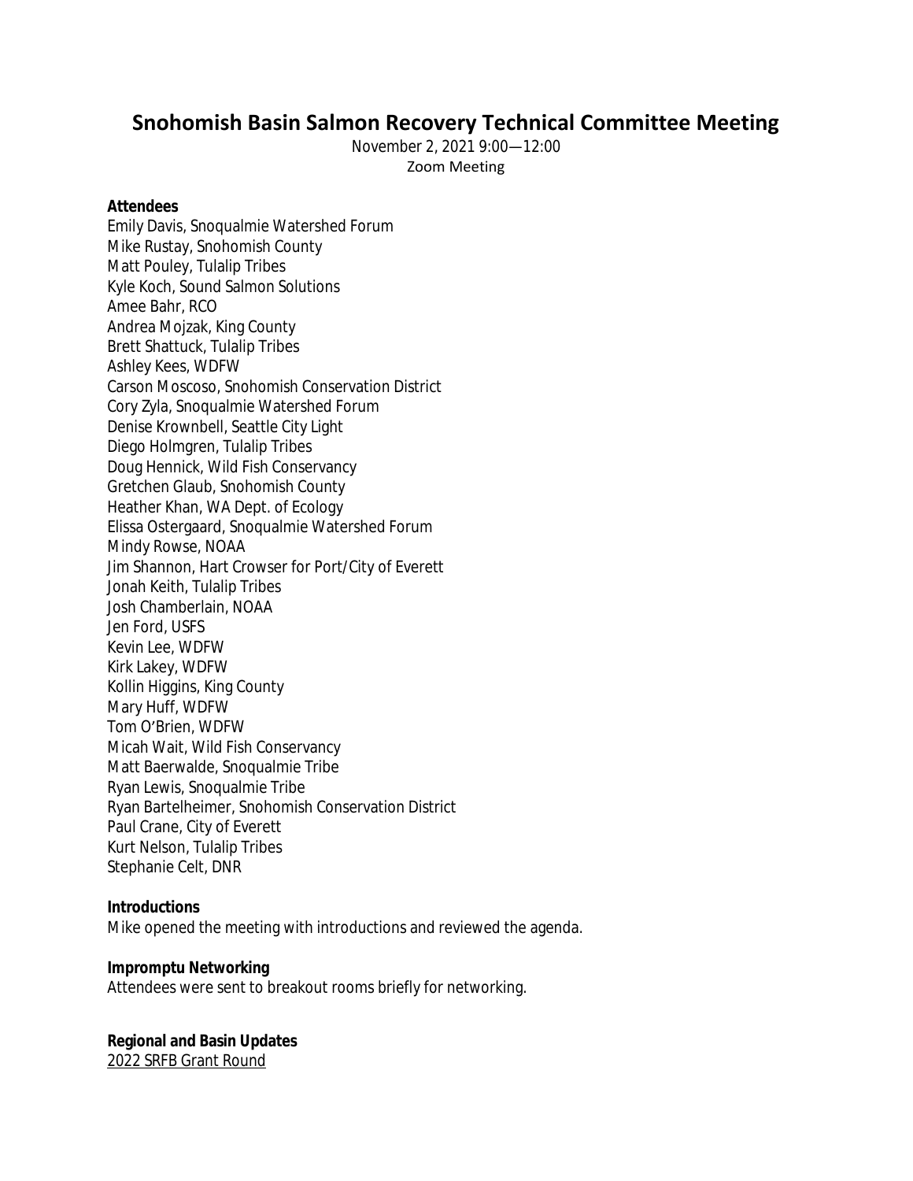# Snohomish Basin Salmon Recovery Technical Committee Meeting

November 2, 2021 9:00—12:00
Zoom Meeting

**Attendees**

Emily Davis, Snoqualmie Watershed Forum
Mike Rustay, Snohomish County
Matt Pouley, Tulalip Tribes
Kyle Koch, Sound Salmon Solutions
Amee Bahr, RCO
Andrea Mojzak, King County
Brett Shattuck, Tulalip Tribes
Ashley Kees, WDFW
Carson Moscoso, Snohomish Conservation District
Cory Zyla, Snoqualmie Watershed Forum
Denise Krownbell, Seattle City Light
Diego Holmgren, Tulalip Tribes
Doug Hennick, Wild Fish Conservancy
Gretchen Glaub, Snohomish County
Heather Khan, WA Dept. of Ecology
Elissa Ostergaard, Snoqualmie Watershed Forum
Mindy Rowse, NOAA
Jim Shannon, Hart Crowser for Port/City of Everett
Jonah Keith, Tulalip Tribes
Josh Chamberlain, NOAA
Jen Ford, USFS
Kevin Lee, WDFW
Kirk Lakey, WDFW
Kollin Higgins, King County
Mary Huff, WDFW
Tom O'Brien, WDFW
Micah Wait, Wild Fish Conservancy
Matt Baerwalde, Snoqualmie Tribe
Ryan Lewis, Snoqualmie Tribe
Ryan Bartelheimer, Snohomish Conservation District
Paul Crane, City of Everett
Kurt Nelson, Tulalip Tribes
Stephanie Celt, DNR

**Introductions**

Mike opened the meeting with introductions and reviewed the agenda.

**Impromptu Networking**

Attendees were sent to breakout rooms briefly for networking.

**Regional and Basin Updates**

<u>2022 SRFB Grant Round</u>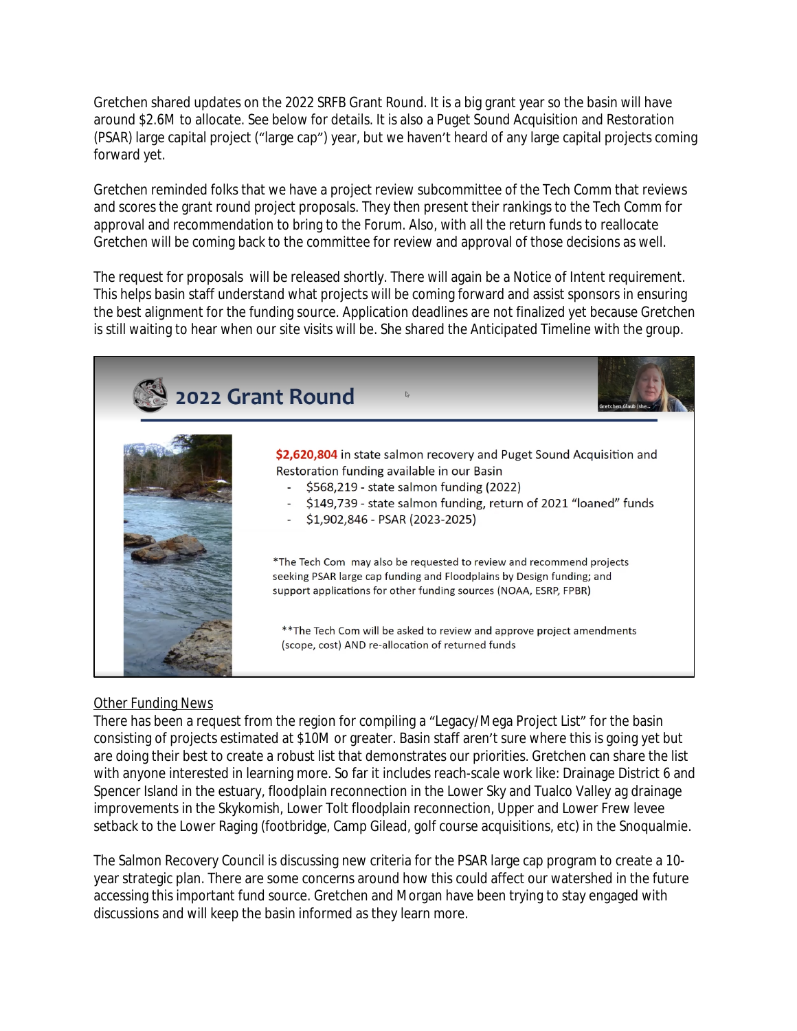Gretchen shared updates on the 2022 SRFB Grant Round. It is a big grant year so the basin will have around $2.6M to allocate. See below for details. It is also a Puget Sound Acquisition and Restoration (PSAR) large capital project ("large cap") year, but we haven't heard of any large capital projects coming forward yet.

Gretchen reminded folks that we have a project review subcommittee of the Tech Comm that reviews and scores the grant round project proposals. They then present their rankings to the Tech Comm for approval and recommendation to bring to the Forum. Also, with all the return funds to reallocate Gretchen will be coming back to the committee for review and approval of those decisions as well.

The request for proposals will be released shortly. There will again be a Notice of Intent requirement. This helps basin staff understand what projects will be coming forward and assist sponsors in ensuring the best alignment for the funding source. Application deadlines are not finalized yet because Gretchen is still waiting to hear when our site visits will be. She shared the Anticipated Timeline with the group.

## 2022 Grant Round

**$2,620,804** in state salmon recovery and Puget Sound Acquisition and Restoration funding available in our Basin

- $568,219 - state salmon funding (2022)
- $149,739 - state salmon funding, return of 2021 "loaned" funds
- $1,902,846 - PSAR (2023-2025)

*The Tech Com may also be requested to review and recommend projects seeking PSAR large cap funding and Floodplains by Design funding; and support applications for other funding sources (NOAA, ESRP, FPBR)

**The Tech Com will be asked to review and approve project amendments (scope, cost) AND re-allocation of returned funds

Other Funding News

There has been a request from the region for compiling a "Legacy/Mega Project List" for the basin consisting of projects estimated at $10M or greater. Basin staff aren't sure where this is going yet but are doing their best to create a robust list that demonstrates our priorities. Gretchen can share the list with anyone interested in learning more. So far it includes reach-scale work like: Drainage District 6 and Spencer Island in the estuary, floodplain reconnection in the Lower Sky and Tualco Valley ag drainage improvements in the Skykomish, Lower Tolt floodplain reconnection, Upper and Lower Frew levee setback to the Lower Raging (footbridge, Camp Gilead, golf course acquisitions, etc) in the Snoqualmie.

The Salmon Recovery Council is discussing new criteria for the PSAR large cap program to create a 10-year strategic plan. There are some concerns around how this could affect our watershed in the future accessing this important fund source. Gretchen and Morgan have been trying to stay engaged with discussions and will keep the basin informed as they learn more.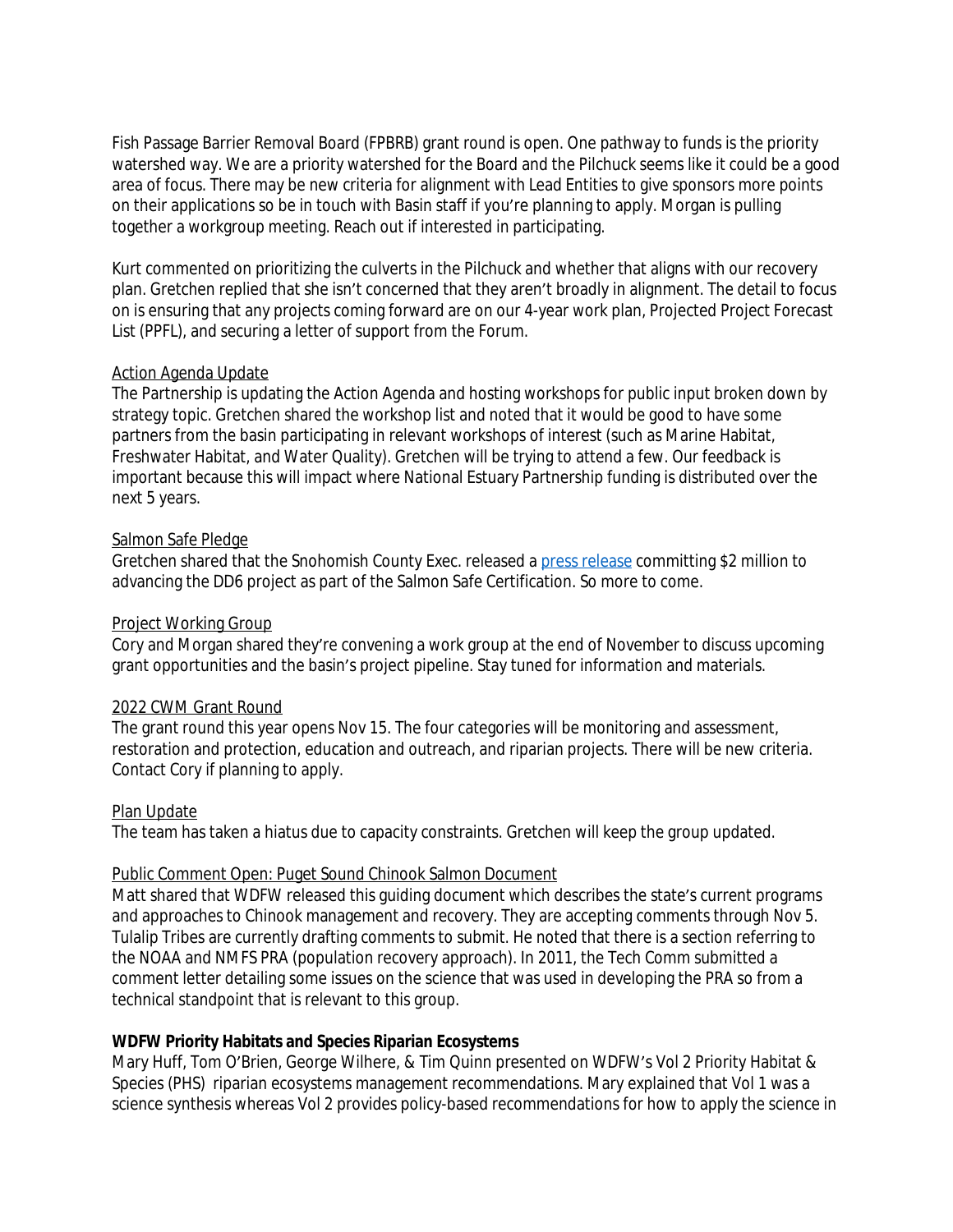Fish Passage Barrier Removal Board (FPBRB) grant round is open. One pathway to funds is the priority watershed way. We are a priority watershed for the Board and the Pilchuck seems like it could be a good area of focus. There may be new criteria for alignment with Lead Entities to give sponsors more points on their applications so be in touch with Basin staff if you're planning to apply. Morgan is pulling together a workgroup meeting. Reach out if interested in participating.

Kurt commented on prioritizing the culverts in the Pilchuck and whether that aligns with our recovery plan. Gretchen replied that she isn't concerned that they aren't broadly in alignment. The detail to focus on is ensuring that any projects coming forward are on our 4-year work plan, Projected Project Forecast List (PPFL), and securing a letter of support from the Forum.

Action Agenda Update

The Partnership is updating the Action Agenda and hosting workshops for public input broken down by strategy topic. Gretchen shared the workshop list and noted that it would be good to have some partners from the basin participating in relevant workshops of interest (such as Marine Habitat, Freshwater Habitat, and Water Quality). Gretchen will be trying to attend a few. Our feedback is important because this will impact where National Estuary Partnership funding is distributed over the next 5 years.

Salmon Safe Pledge

Gretchen shared that the Snohomish County Exec. released a press release committing $2 million to advancing the DD6 project as part of the Salmon Safe Certification. So more to come.

Project Working Group

Cory and Morgan shared they're convening a work group at the end of November to discuss upcoming grant opportunities and the basin's project pipeline. Stay tuned for information and materials.

2022 CWM Grant Round

The grant round this year opens Nov 15. The four categories will be monitoring and assessment, restoration and protection, education and outreach, and riparian projects. There will be new criteria. Contact Cory if planning to apply.

Plan Update

The team has taken a hiatus due to capacity constraints. Gretchen will keep the group updated.

Public Comment Open: Puget Sound Chinook Salmon Document

Matt shared that WDFW released this guiding document which describes the state's current programs and approaches to Chinook management and recovery. They are accepting comments through Nov 5. Tulalip Tribes are currently drafting comments to submit. He noted that there is a section referring to the NOAA and NMFS PRA (population recovery approach). In 2011, the Tech Comm submitted a comment letter detailing some issues on the science that was used in developing the PRA so from a technical standpoint that is relevant to this group.

**WDFW Priority Habitats and Species Riparian Ecosystems**

Mary Huff, Tom O'Brien, George Wilhere, & Tim Quinn presented on WDFW's Vol 2 Priority Habitat & Species (PHS) riparian ecosystems management recommendations. Mary explained that Vol 1 was a science synthesis whereas Vol 2 provides policy-based recommendations for how to apply the science in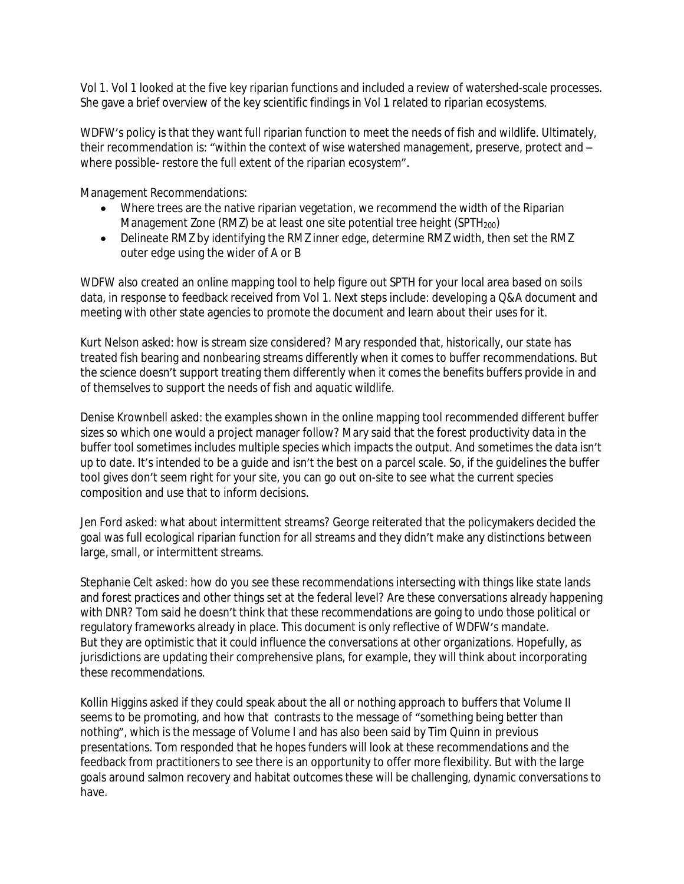Vol 1. Vol 1 looked at the five key riparian functions and included a review of watershed-scale processes. She gave a brief overview of the key scientific findings in Vol 1 related to riparian ecosystems.

WDFW's policy is that they want full riparian function to meet the needs of fish and wildlife. Ultimately, their recommendation is: "within the context of wise watershed management, preserve, protect and – where possible- restore the full extent of the riparian ecosystem".

Management Recommendations:

- Where trees are the native riparian vegetation, we recommend the width of the Riparian Management Zone (RMZ) be at least one site potential tree height ($SPTH_{200}$)
- Delineate RMZ by identifying the RMZ inner edge, determine RMZ width, then set the RMZ outer edge using the wider of A or B

WDFW also created an online mapping tool to help figure out SPTH for your local area based on soils data, in response to feedback received from Vol 1. Next steps include: developing a Q&A document and meeting with other state agencies to promote the document and learn about their uses for it.

Kurt Nelson asked: how is stream size considered? Mary responded that, historically, our state has treated fish bearing and nonbearing streams differently when it comes to buffer recommendations. But the science doesn't support treating them differently when it comes the benefits buffers provide in and of themselves to support the needs of fish and aquatic wildlife.

Denise Krownbell asked: the examples shown in the online mapping tool recommended different buffer sizes so which one would a project manager follow? Mary said that the forest productivity data in the buffer tool sometimes includes multiple species which impacts the output. And sometimes the data isn't up to date. It's intended to be a guide and isn't the best on a parcel scale. So, if the guidelines the buffer tool gives don't seem right for your site, you can go out on-site to see what the current species composition and use that to inform decisions.

Jen Ford asked: what about intermittent streams? George reiterated that the policymakers decided the goal was full ecological riparian function for all streams and they didn't make any distinctions between large, small, or intermittent streams.

Stephanie Celt asked: how do you see these recommendations intersecting with things like state lands and forest practices and other things set at the federal level? Are these conversations already happening with DNR? Tom said he doesn't think that these recommendations are going to undo those political or regulatory frameworks already in place. This document is only reflective of WDFW's mandate. But they are optimistic that it could influence the conversations at other organizations. Hopefully, as jurisdictions are updating their comprehensive plans, for example, they will think about incorporating these recommendations.

Kollin Higgins asked if they could speak about the all or nothing approach to buffers that Volume II seems to be promoting, and how that contrasts to the message of "something being better than nothing", which is the message of Volume I and has also been said by Tim Quinn in previous presentations. Tom responded that he hopes funders will look at these recommendations and the feedback from practitioners to see there is an opportunity to offer more flexibility. But with the large goals around salmon recovery and habitat outcomes these will be challenging, dynamic conversations to have.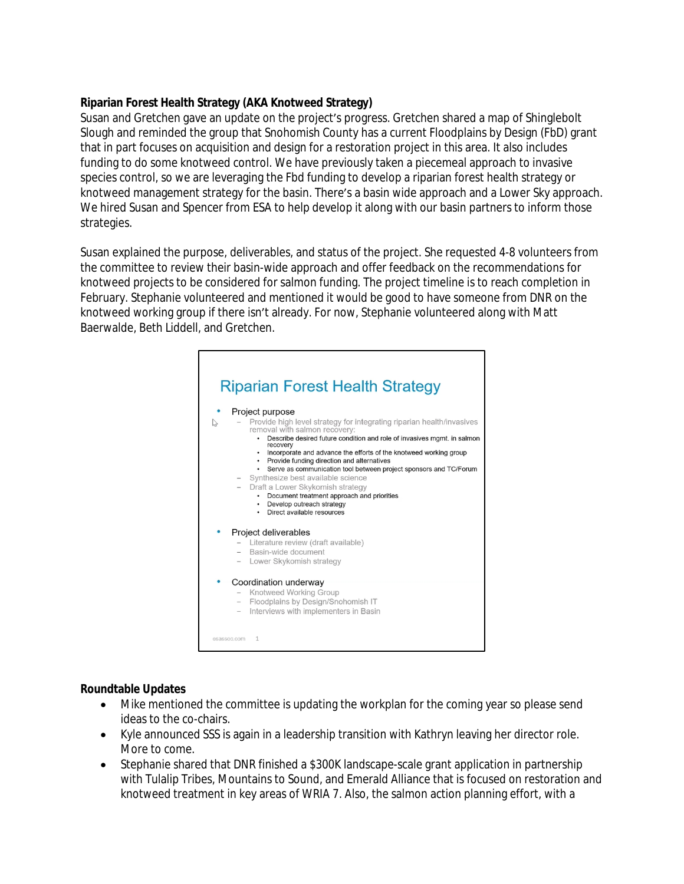**Riparian Forest Health Strategy (AKA Knotweed Strategy)**
Susan and Gretchen gave an update on the project's progress. Gretchen shared a map of Shinglebolt Slough and reminded the group that Snohomish County has a current Floodplains by Design (FbD) grant that in part focuses on acquisition and design for a restoration project in this area. It also includes funding to do some knotweed control. We have previously taken a piecemeal approach to invasive species control, so we are leveraging the Fbd funding to develop a riparian forest health strategy or knotweed management strategy for the basin. There's a basin wide approach and a Lower Sky approach. We hired Susan and Spencer from ESA to help develop it along with our basin partners to inform those strategies.

Susan explained the purpose, deliverables, and status of the project. She requested 4-8 volunteers from the committee to review their basin-wide approach and offer feedback on the recommendations for knotweed projects to be considered for salmon funding. The project timeline is to reach completion in February. Stephanie volunteered and mentioned it would be good to have someone from DNR on the knotweed working group if there isn't already. For now, Stephanie volunteered along with Matt Baerwalde, Beth Liddell, and Gretchen.

Riparian Forest Health Strategy

- Project purpose
  - Provide high level strategy for integrating riparian health/invasives removal with salmon recovery:
    - Describe desired future condition and role of invasives mgmt. in salmon recovery
    - Incorporate and advance the efforts of the knotweed working group
    - Provide funding direction and alternatives
    - Serve as communication tool between project sponsors and TC/Forum
  - Synthesize best available science
  - Draft a Lower Skykomish strategy
    - Document treatment approach and priorities
    - Develop outreach strategy
    - Direct available resources
- Project deliverables
  - Literature review (draft available)
  - Basin-wide document
  - Lower Skykomish strategy
- Coordination underway
  - Knotweed Working Group
  - Floodplains by Design/Snohomish IT
  - Interviews with implementers in Basin

esassoc.com 1

**Roundtable Updates**

- Mike mentioned the committee is updating the workplan for the coming year so please send ideas to the co-chairs.
- Kyle announced SSS is again in a leadership transition with Kathryn leaving her director role. More to come.
- Stephanie shared that DNR finished a $300K landscape-scale grant application in partnership with Tulalip Tribes, Mountains to Sound, and Emerald Alliance that is focused on restoration and knotweed treatment in key areas of WRIA 7. Also, the salmon action planning effort, with a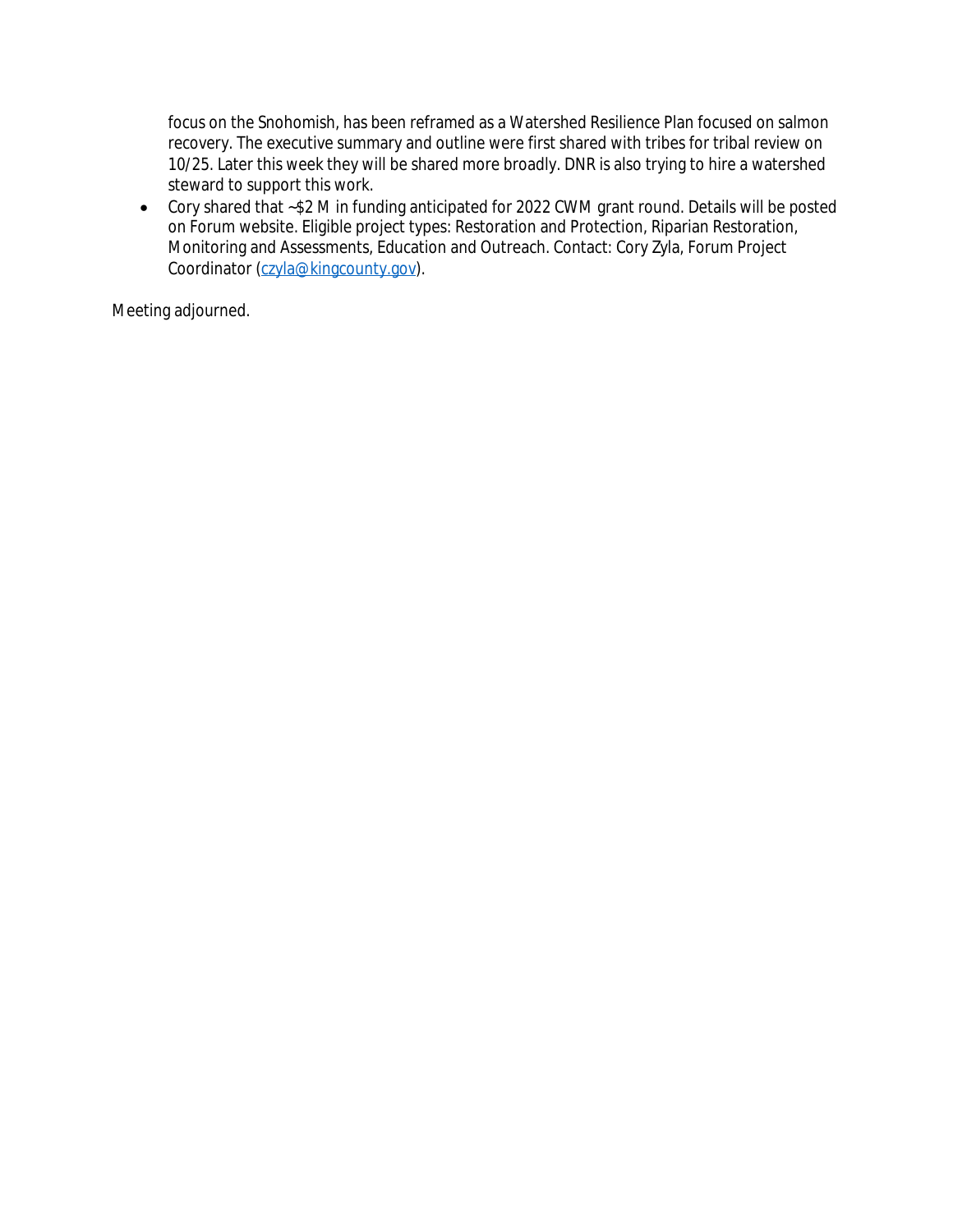focus on the Snohomish, has been reframed as a Watershed Resilience Plan focused on salmon recovery. The executive summary and outline were first shared with tribes for tribal review on 10/25. Later this week they will be shared more broadly. DNR is also trying to hire a watershed steward to support this work.

- Cory shared that ~$2 M in funding anticipated for 2022 CWM grant round. Details will be posted on Forum website. Eligible project types: Restoration and Protection, Riparian Restoration, Monitoring and Assessments, Education and Outreach. Contact: Cory Zyla, Forum Project Coordinator (czyla@kingcounty.gov).

Meeting adjourned.